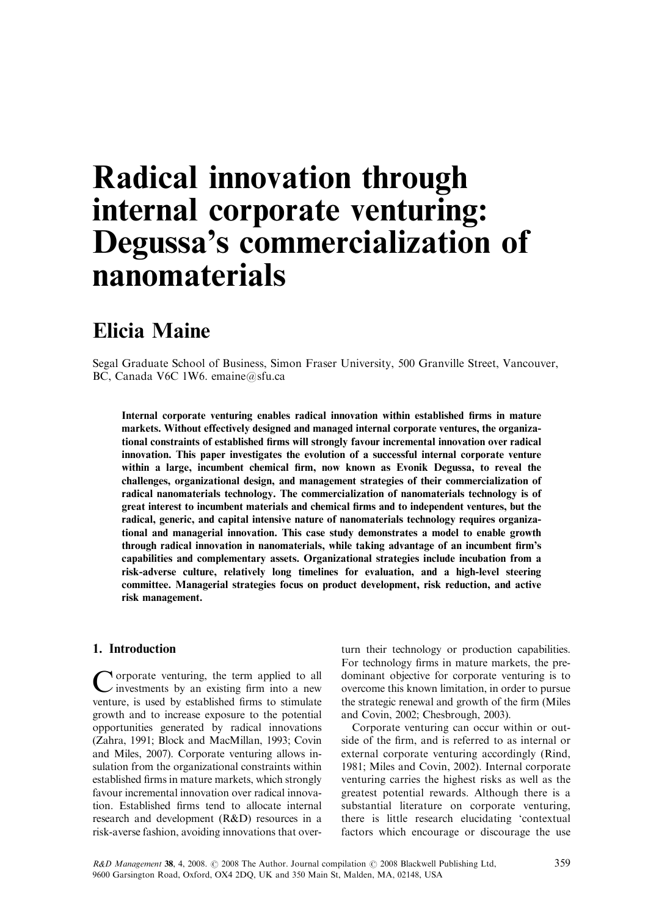# Radical innovation through internal corporate venturing: Degussa's commercialization of nanomaterials

## Elicia Maine

Segal Graduate School of Business, Simon Fraser University, 500 Granville Street, Vancouver, BC, Canada V6C 1W6. emaine@sfu.ca

**Internal corporate venturing enables radical innovation within established firms in mature markets. Without effectively designed and managed internal corporate ventures, the organizational constraints of established firms will strongly favour incremental innovation over radical innovation. This paper investigates the evolution of a successful internal corporate venture within a large, incumbent chemical firm, now known as Evonik Degussa, to reveal the challenges, organizational design, and management strategies of their commercialization of radical nanomaterials technology. The commercialization of nanomaterials technology is of great interest to incumbent materials and chemical firms and to independent ventures, but the radical, generic, and capital intensive nature of nanomaterials technology requires organizational and managerial innovation. This case study demonstrates a model to enable growth through radical innovation in nanomaterials, while taking advantage of an incumbent firm's capabilities and complementary assets. Organizational strategies include incubation from a risk-adverse culture, relatively long timelines for evaluation, and a high-level steering committee. Managerial strategies focus on product development, risk reduction, and active risk management.**

## 1. Introduction

Corporate venturing, the term applied to all investments by an existing firm into a new venture, is used by established firms to stimulate growth and to increase exposure to the potential opportunities generated by radical innovations (Zahra, 1991; Block and MacMillan, 1993; Covin and Miles, 2007). Corporate venturing allows insulation from the organizational constraints within established firms in mature markets, which strongly favour incremental innovation over radical innovation. Established firms tend to allocate internal research and development (R&D) resources in a risk-averse fashion, avoiding innovations that overturn their technology or production capabilities. For technology firms in mature markets, the predominant objective for corporate venturing is to overcome this known limitation, in order to pursue the strategic renewal and growth of the firm (Miles and Covin, 2002; Chesbrough, 2003).

Corporate venturing can occur within or outside of the firm, and is referred to as internal or external corporate venturing accordingly (Rind, 1981; Miles and Covin, 2002). Internal corporate venturing carries the highest risks as well as the greatest potential rewards. Although there is a substantial literature on corporate venturing, there is little research elucidating 'contextual factors which encourage or discourage the use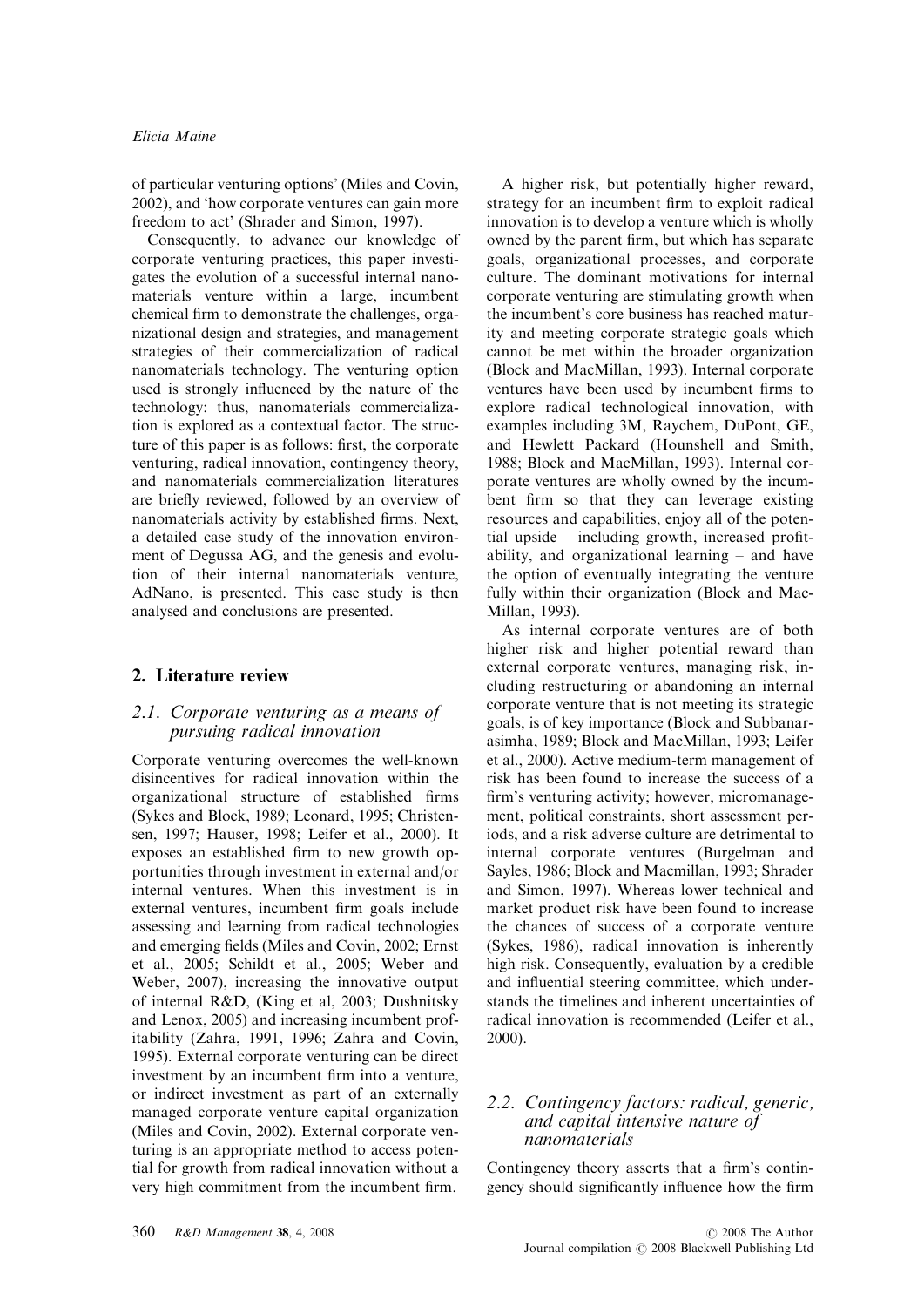of particular venturing options' (Miles and Covin, 2002), and 'how corporate ventures can gain more freedom to act' (Shrader and Simon, 1997).

Consequently, to advance our knowledge of corporate venturing practices, this paper investigates the evolution of a successful internal nanomaterials venture within a large, incumbent chemical firm to demonstrate the challenges, organizational design and strategies, and management strategies of their commercialization of radical nanomaterials technology. The venturing option used is strongly influenced by the nature of the technology: thus, nanomaterials commercialization is explored as a contextual factor. The structure of this paper is as follows: first, the corporate venturing, radical innovation, contingency theory, and nanomaterials commercialization literatures are briefly reviewed, followed by an overview of nanomaterials activity by established firms. Next, a detailed case study of the innovation environment of Degussa AG, and the genesis and evolution of their internal nanomaterials venture, AdNano, is presented. This case study is then analysed and conclusions are presented.

## 2. Literature review

### 2.1. Corporate venturing as a means of pursuing radical innovation

Corporate venturing overcomes the well-known disincentives for radical innovation within the organizational structure of established firms (Sykes and Block, 1989; Leonard, 1995; Christensen, 1997; Hauser, 1998; Leifer et al., 2000). It exposes an established firm to new growth opportunities through investment in external and/or internal ventures. When this investment is in external ventures, incumbent firm goals include assessing and learning from radical technologies and emerging fields (Miles and Covin, 2002; Ernst et al., 2005; Schildt et al., 2005; Weber and Weber, 2007), increasing the innovative output of internal R&D, (King et al, 2003; Dushnitsky and Lenox, 2005) and increasing incumbent profitability (Zahra, 1991, 1996; Zahra and Covin, 1995). External corporate venturing can be direct investment by an incumbent firm into a venture, or indirect investment as part of an externally managed corporate venture capital organization (Miles and Covin, 2002). External corporate venturing is an appropriate method to access potential for growth from radical innovation without a very high commitment from the incumbent firm.

A higher risk, but potentially higher reward, strategy for an incumbent firm to exploit radical innovation is to develop a venture which is wholly owned by the parent firm, but which has separate goals, organizational processes, and corporate culture. The dominant motivations for internal corporate venturing are stimulating growth when the incumbent's core business has reached maturity and meeting corporate strategic goals which cannot be met within the broader organization (Block and MacMillan, 1993). Internal corporate ventures have been used by incumbent firms to explore radical technological innovation, with examples including 3M, Raychem, DuPont, GE, and Hewlett Packard (Hounshell and Smith, 1988; Block and MacMillan, 1993). Internal corporate ventures are wholly owned by the incumbent firm so that they can leverage existing resources and capabilities, enjoy all of the potential upside – including growth, increased profitability, and organizational learning – and have the option of eventually integrating the venture fully within their organization (Block and MacMillan, 1993).

As internal corporate ventures are of both higher risk and higher potential reward than external corporate ventures, managing risk, including restructuring or abandoning an internal corporate venture that is not meeting its strategic goals, is of key importance (Block and Subbanarasimha, 1989; Block and MacMillan, 1993; Leifer et al., 2000). Active medium-term management of risk has been found to increase the success of a firm's venturing activity; however, micromanagement, political constraints, short assessment periods, and a risk adverse culture are detrimental to internal corporate ventures (Burgelman and Sayles, 1986; Block and Macmillan, 1993; Shrader and Simon, 1997). Whereas lower technical and market product risk have been found to increase the chances of success of a corporate venture (Sykes, 1986), radical innovation is inherently high risk. Consequently, evaluation by a credible and influential steering committee, which understands the timelines and inherent uncertainties of radical innovation is recommended (Leifer et al., 2000).

### 2.2. Contingency factors: radical, generic, and capital intensive nature of nanomaterials

Contingency theory asserts that a firm's contingency should significantly influence how the firm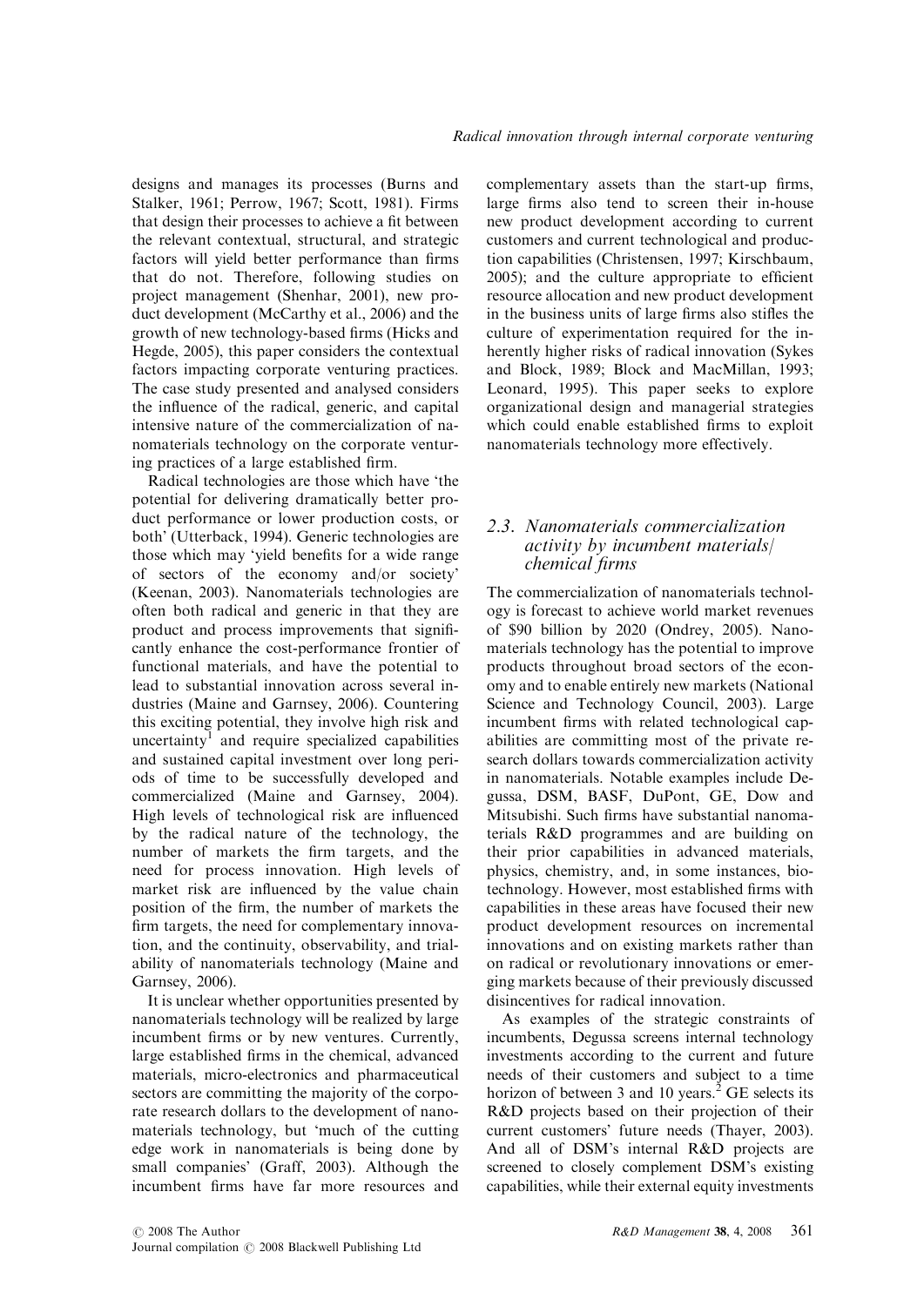designs and manages its processes (Burns and Stalker, 1961; Perrow, 1967; Scott, 1981). Firms that design their processes to achieve a fit between the relevant contextual, structural, and strategic factors will yield better performance than firms that do not. Therefore, following studies on project management (Shenhar, 2001), new product development (McCarthy et al., 2006) and the growth of new technology-based firms (Hicks and Hegde, 2005), this paper considers the contextual factors impacting corporate venturing practices. The case study presented and analysed considers the influence of the radical, generic, and capital intensive nature of the commercialization of nanomaterials technology on the corporate venturing practices of a large established firm.

Radical technologies are those which have 'the potential for delivering dramatically better product performance or lower production costs, or both' (Utterback, 1994). Generic technologies are those which may 'yield benefits for a wide range of sectors of the economy and/or society' (Keenan, 2003). Nanomaterials technologies are often both radical and generic in that they are product and process improvements that significantly enhance the cost-performance frontier of functional materials, and have the potential to lead to substantial innovation across several industries (Maine and Garnsey, 2006). Countering this exciting potential, they involve high risk and uncertainty[1] and require specialized capabilities and sustained capital investment over long periods of time to be successfully developed and commercialized (Maine and Garnsey, 2004). High levels of technological risk are influenced by the radical nature of the technology, the number of markets the firm targets, and the need for process innovation. High levels of market risk are influenced by the value chain position of the firm, the number of markets the firm targets, the need for complementary innovation, and the continuity, observability, and trialability of nanomaterials technology (Maine and Garnsey, 2006).

It is unclear whether opportunities presented by nanomaterials technology will be realized by large incumbent firms or by new ventures. Currently, large established firms in the chemical, advanced materials, micro-electronics and pharmaceutical sectors are committing the majority of the corporate research dollars to the development of nanomaterials technology, but 'much of the cutting edge work in nanomaterials is being done by small companies' (Graff, 2003). Although the incumbent firms have far more resources and complementary assets than the start-up firms, large firms also tend to screen their in-house new product development according to current customers and current technological and production capabilities (Christensen, 1997; Kirschbaum, 2005); and the culture appropriate to efficient resource allocation and new product development in the business units of large firms also stifles the culture of experimentation required for the inherently higher risks of radical innovation (Sykes and Block, 1989; Block and MacMillan, 1993; Leonard, 1995). This paper seeks to explore organizational design and managerial strategies which could enable established firms to exploit nanomaterials technology more effectively.

### 2.3. Nanomaterials commercialization activity by incumbent materials/chemical firms

The commercialization of nanomaterials technology is forecast to achieve world market revenues of $90 billion by 2020 (Ondrey, 2005). Nanomaterials technology has the potential to improve products throughout broad sectors of the economy and to enable entirely new markets (National Science and Technology Council, 2003). Large incumbent firms with related technological capabilities are committing most of the private research dollars towards commercialization activity in nanomaterials. Notable examples include Degussa, DSM, BASF, DuPont, GE, Dow and Mitsubishi. Such firms have substantial nanomaterials R&D programmes and are building on their prior capabilities in advanced materials, physics, chemistry, and, in some instances, biotechnology. However, most established firms with capabilities in these areas have focused their new product development resources on incremental innovations and on existing markets rather than on radical or revolutionary innovations or emerging markets because of their previously discussed disincentives for radical innovation.

As examples of the strategic constraints of incumbents, Degussa screens internal technology investments according to the current and future needs of their customers and subject to a time horizon of between 3 and 10 years.[2] GE selects its R&D projects based on their projection of their current customers' future needs (Thayer, 2003). And all of DSM's internal R&D projects are screened to closely complement DSM's existing capabilities, while their external equity investments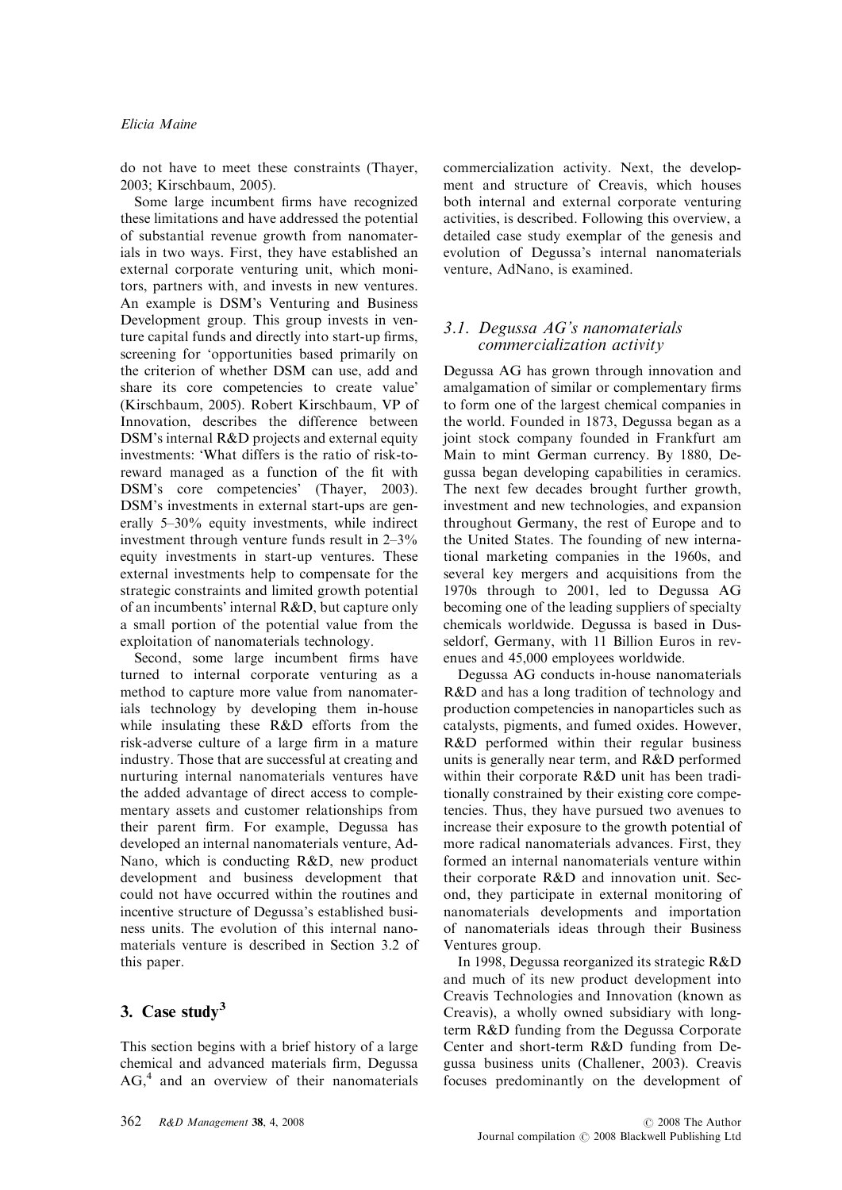do not have to meet these constraints (Thayer, 2003; Kirschbaum, 2005).

Some large incumbent firms have recognized these limitations and have addressed the potential of substantial revenue growth from nanomaterials in two ways. First, they have established an external corporate venturing unit, which monitors, partners with, and invests in new ventures. An example is DSM's Venturing and Business Development group. This group invests in venture capital funds and directly into start-up firms, screening for 'opportunities based primarily on the criterion of whether DSM can use, add and share its core competencies to create value' (Kirschbaum, 2005). Robert Kirschbaum, VP of Innovation, describes the difference between DSM's internal R&D projects and external equity investments: 'What differs is the ratio of risk-to-reward managed as a function of the fit with DSM's core competencies' (Thayer, 2003). DSM's investments in external start-ups are generally 5–30% equity investments, while indirect investment through venture funds result in 2–3% equity investments in start-up ventures. These external investments help to compensate for the strategic constraints and limited growth potential of an incumbents' internal R&D, but capture only a small portion of the potential value from the exploitation of nanomaterials technology.

Second, some large incumbent firms have turned to internal corporate venturing as a method to capture more value from nanomaterials technology by developing them in-house while insulating these R&D efforts from the risk-adverse culture of a large firm in a mature industry. Those that are successful at creating and nurturing internal nanomaterials ventures have the added advantage of direct access to complementary assets and customer relationships from their parent firm. For example, Degussa has developed an internal nanomaterials venture, AdNano, which is conducting R&D, new product development and business development that could not have occurred within the routines and incentive structure of Degussa's established business units. The evolution of this internal nanomaterials venture is described in Section 3.2 of this paper.

## 3. Case study[3]

This section begins with a brief history of a large chemical and advanced materials firm, Degussa AG,[4] and an overview of their nanomaterials commercialization activity. Next, the development and structure of Creavis, which houses both internal and external corporate venturing activities, is described. Following this overview, a detailed case study exemplar of the genesis and evolution of Degussa's internal nanomaterials venture, AdNano, is examined.

### 3.1. *Degussa AG's nanomaterials commercialization activity*

Degussa AG has grown through innovation and amalgamation of similar or complementary firms to form one of the largest chemical companies in the world. Founded in 1873, Degussa began as a joint stock company founded in Frankfurt am Main to mint German currency. By 1880, Degussa began developing capabilities in ceramics. The next few decades brought further growth, investment and new technologies, and expansion throughout Germany, the rest of Europe and to the United States. The founding of new international marketing companies in the 1960s, and several key mergers and acquisitions from the 1970s through to 2001, led to Degussa AG becoming one of the leading suppliers of specialty chemicals worldwide. Degussa is based in Dusseldorf, Germany, with 11 Billion Euros in revenues and 45,000 employees worldwide.

Degussa AG conducts in-house nanomaterials R&D and has a long tradition of technology and production competencies in nanoparticles such as catalysts, pigments, and fumed oxides. However, R&D performed within their regular business units is generally near term, and R&D performed within their corporate R&D unit has been traditionally constrained by their existing core competencies. Thus, they have pursued two avenues to increase their exposure to the growth potential of more radical nanomaterials advances. First, they formed an internal nanomaterials venture within their corporate R&D and innovation unit. Second, they participate in external monitoring of nanomaterials developments and importation of nanomaterials ideas through their Business Ventures group.

In 1998, Degussa reorganized its strategic R&D and much of its new product development into Creavis Technologies and Innovation (known as Creavis), a wholly owned subsidiary with long-term R&D funding from the Degussa Corporate Center and short-term R&D funding from Degussa business units (Challener, 2003). Creavis focuses predominantly on the development of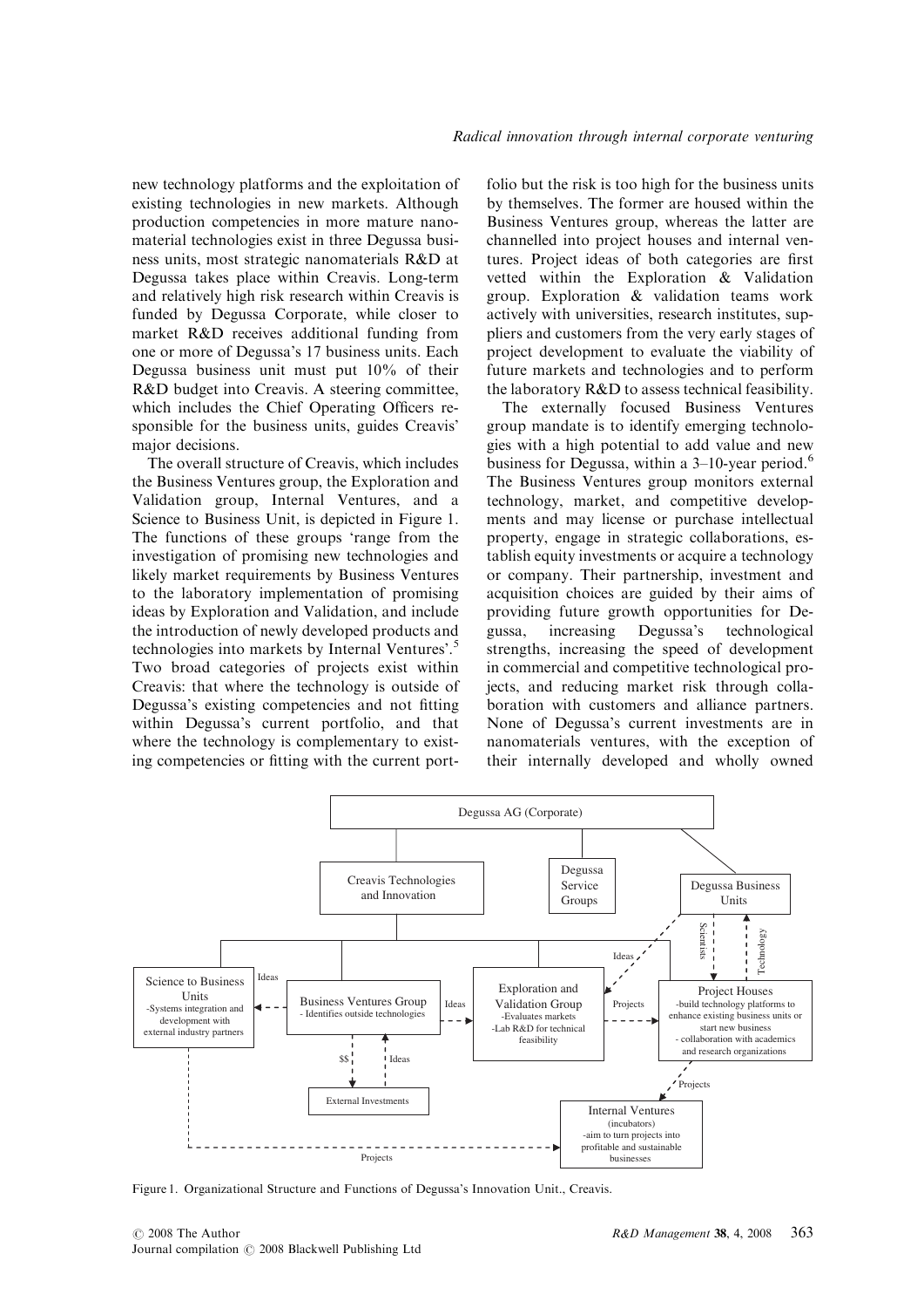new technology platforms and the exploitation of existing technologies in new markets. Although production competencies in more mature nanomaterial technologies exist in three Degussa business units, most strategic nanomaterials R&D at Degussa takes place within Creavis. Long-term and relatively high risk research within Creavis is funded by Degussa Corporate, while closer to market R&D receives additional funding from one or more of Degussa's 17 business units. Each Degussa business unit must put 10% of their R&D budget into Creavis. A steering committee, which includes the Chief Operating Officers responsible for the business units, guides Creavis' major decisions.

The overall structure of Creavis, which includes the Business Ventures group, the Exploration and Validation group, Internal Ventures, and a Science to Business Unit, is depicted in Figure 1. The functions of these groups 'range from the investigation of promising new technologies and likely market requirements by Business Ventures to the laboratory implementation of promising ideas by Exploration and Validation, and include the introduction of newly developed products and technologies into markets by Internal Ventures'.[5] Two broad categories of projects exist within Creavis: that where the technology is outside of Degussa's existing competencies and not fitting within Degussa's current portfolio, and that where the technology is complementary to existing competencies or fitting with the current portfolio but the risk is too high for the business units by themselves. The former are housed within the Business Ventures group, whereas the latter are channelled into project houses and internal ventures. Project ideas of both categories are first vetted within the Exploration & Validation group. Exploration & validation teams work actively with universities, research institutes, suppliers and customers from the very early stages of project development to evaluate the viability of future markets and technologies and to perform the laboratory R&D to assess technical feasibility.

The externally focused Business Ventures group mandate is to identify emerging technologies with a high potential to add value and new business for Degussa, within a 3–10-year period.[6] The Business Ventures group monitors external technology, market, and competitive developments and may license or purchase intellectual property, engage in strategic collaborations, establish equity investments or acquire a technology or company. Their partnership, investment and acquisition choices are guided by their aims of providing future growth opportunities for Degussa, increasing Degussa's technological strengths, increasing the speed of development in commercial and competitive technological projects, and reducing market risk through collaboration with customers and alliance partners. None of Degussa's current investments are in nanomaterials ventures, with the exception of their internally developed and wholly owned

Figure 1. Organizational Structure and Functions of Degussa's Innovation Unit., Creavis.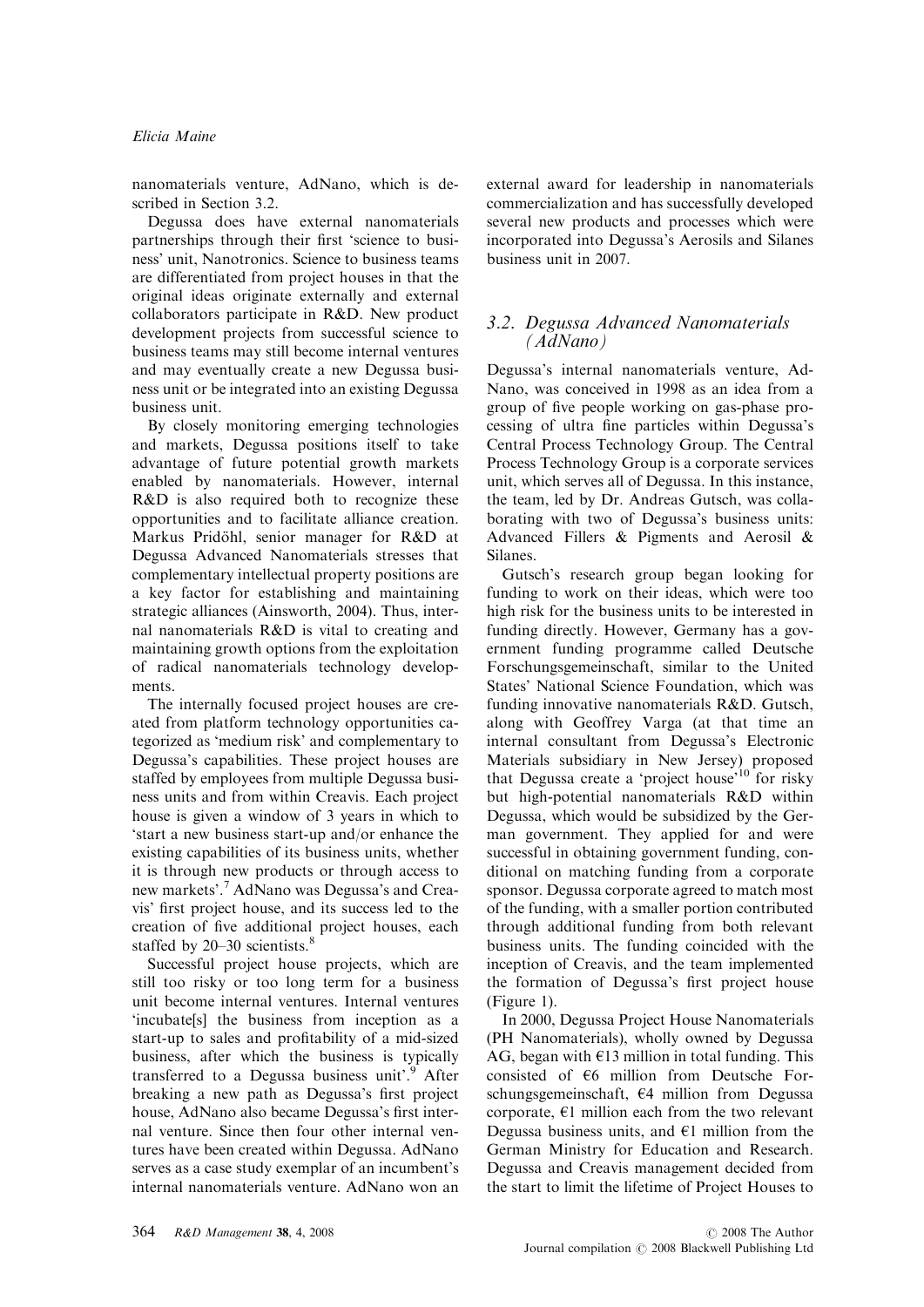nanomaterials venture, AdNano, which is described in Section 3.2.

Degussa does have external nanomaterials partnerships through their first 'science to business' unit, Nanotronics. Science to business teams are differentiated from project houses in that the original ideas originate externally and external collaborators participate in R&D. New product development projects from successful science to business teams may still become internal ventures and may eventually create a new Degussa business unit or be integrated into an existing Degussa business unit.

By closely monitoring emerging technologies and markets, Degussa positions itself to take advantage of future potential growth markets enabled by nanomaterials. However, internal R&D is also required both to recognize these opportunities and to facilitate alliance creation. Markus Pridöhl, senior manager for R&D at Degussa Advanced Nanomaterials stresses that complementary intellectual property positions are a key factor for establishing and maintaining strategic alliances (Ainsworth, 2004). Thus, internal nanomaterials R&D is vital to creating and maintaining growth options from the exploitation of radical nanomaterials technology developments.

The internally focused project houses are created from platform technology opportunities categorized as 'medium risk' and complementary to Degussa's capabilities. These project houses are staffed by employees from multiple Degussa business units and from within Creavis. Each project house is given a window of 3 years in which to 'start a new business start-up and/or enhance the existing capabilities of its business units, whether it is through new products or through access to new markets'.[7] AdNano was Degussa's and Creavis' first project house, and its success led to the creation of five additional project houses, each staffed by 20–30 scientists.[8]

Successful project house projects, which are still too risky or too long term for a business unit become internal ventures. Internal ventures 'incubate[s] the business from inception as a start-up to sales and profitability of a mid-sized business, after which the business is typically transferred to a Degussa business unit'.[9] After breaking a new path as Degussa's first project house, AdNano also became Degussa's first internal venture. Since then four other internal ventures have been created within Degussa. AdNano serves as a case study exemplar of an incumbent's internal nanomaterials venture. AdNano won an external award for leadership in nanomaterials commercialization and has successfully developed several new products and processes which were incorporated into Degussa's Aerosils and Silanes business unit in 2007.

### 3.2. Degussa Advanced Nanomaterials (AdNano)

Degussa's internal nanomaterials venture, AdNano, was conceived in 1998 as an idea from a group of five people working on gas-phase processing of ultra fine particles within Degussa's Central Process Technology Group. The Central Process Technology Group is a corporate services unit, which serves all of Degussa. In this instance, the team, led by Dr. Andreas Gutsch, was collaborating with two of Degussa's business units: Advanced Fillers & Pigments and Aerosil & Silanes.

Gutsch's research group began looking for funding to work on their ideas, which were too high risk for the business units to be interested in funding directly. However, Germany has a government funding programme called Deutsche Forschungsgemeinschaft, similar to the United States' National Science Foundation, which was funding innovative nanomaterials R&D. Gutsch, along with Geoffrey Varga (at that time an internal consultant from Degussa's Electronic Materials subsidiary in New Jersey) proposed that Degussa create a 'project house'[10] for risky but high-potential nanomaterials R&D within Degussa, which would be subsidized by the German government. They applied for and were successful in obtaining government funding, conditional on matching funding from a corporate sponsor. Degussa corporate agreed to match most of the funding, with a smaller portion contributed through additional funding from both relevant business units. The funding coincided with the inception of Creavis, and the team implemented the formation of Degussa's first project house (Figure 1).

In 2000, Degussa Project House Nanomaterials (PH Nanomaterials), wholly owned by Degussa AG, began with €13 million in total funding. This consisted of €6 million from Deutsche Forschungsgemeinschaft, €4 million from Degussa corporate, €1 million each from the two relevant Degussa business units, and €1 million from the German Ministry for Education and Research. Degussa and Creavis management decided from the start to limit the lifetime of Project Houses to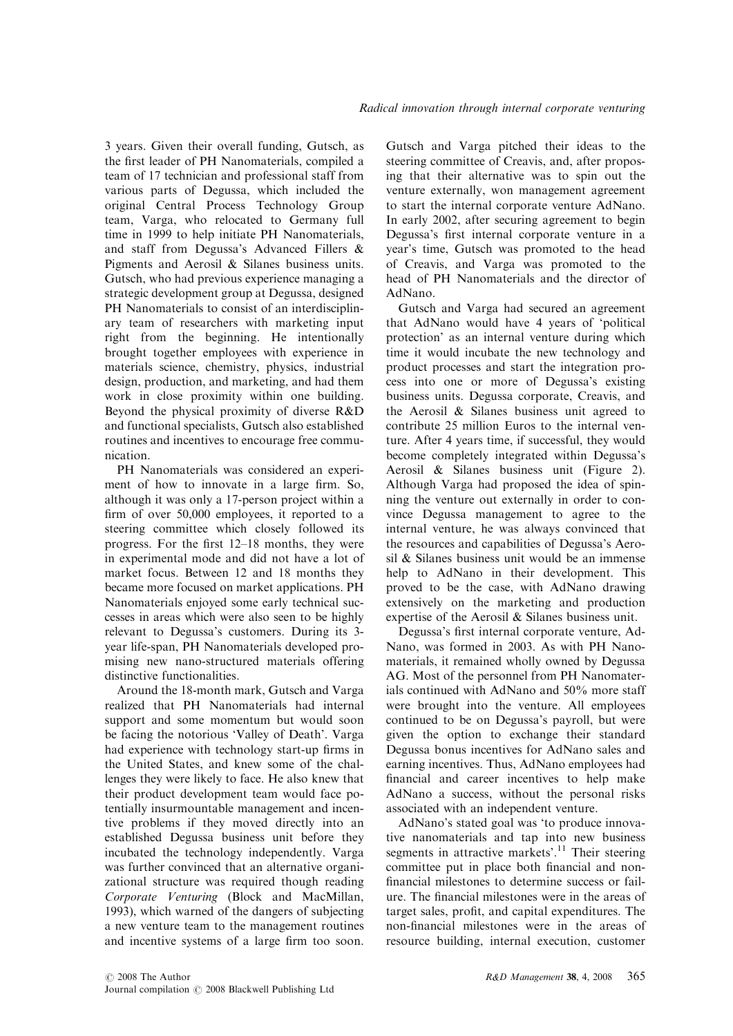3 years. Given their overall funding, Gutsch, as the first leader of PH Nanomaterials, compiled a team of 17 technician and professional staff from various parts of Degussa, which included the original Central Process Technology Group team, Varga, who relocated to Germany full time in 1999 to help initiate PH Nanomaterials, and staff from Degussa's Advanced Fillers & Pigments and Aerosil & Silanes business units. Gutsch, who had previous experience managing a strategic development group at Degussa, designed PH Nanomaterials to consist of an interdisciplinary team of researchers with marketing input right from the beginning. He intentionally brought together employees with experience in materials science, chemistry, physics, industrial design, production, and marketing, and had them work in close proximity within one building. Beyond the physical proximity of diverse R&D and functional specialists, Gutsch also established routines and incentives to encourage free communication.

PH Nanomaterials was considered an experiment of how to innovate in a large firm. So, although it was only a 17-person project within a firm of over 50,000 employees, it reported to a steering committee which closely followed its progress. For the first 12–18 months, they were in experimental mode and did not have a lot of market focus. Between 12 and 18 months they became more focused on market applications. PH Nanomaterials enjoyed some early technical successes in areas which were also seen to be highly relevant to Degussa's customers. During its 3-year life-span, PH Nanomaterials developed promising new nano-structured materials offering distinctive functionalities.

Around the 18-month mark, Gutsch and Varga realized that PH Nanomaterials had internal support and some momentum but would soon be facing the notorious 'Valley of Death'. Varga had experience with technology start-up firms in the United States, and knew some of the challenges they were likely to face. He also knew that their product development team would face potentially insurmountable management and incentive problems if they moved directly into an established Degussa business unit before they incubated the technology independently. Varga was further convinced that an alternative organizational structure was required though reading *Corporate Venturing* (Block and MacMillan, 1993), which warned of the dangers of subjecting a new venture team to the management routines and incentive systems of a large firm too soon. Gutsch and Varga pitched their ideas to the steering committee of Creavis, and, after proposing that their alternative was to spin out the venture externally, won management agreement to start the internal corporate venture AdNano. In early 2002, after securing agreement to begin Degussa's first internal corporate venture in a year's time, Gutsch was promoted to the head of Creavis, and Varga was promoted to the head of PH Nanomaterials and the director of AdNano.

Gutsch and Varga had secured an agreement that AdNano would have 4 years of 'political protection' as an internal venture during which time it would incubate the new technology and product processes and start the integration process into one or more of Degussa's existing business units. Degussa corporate, Creavis, and the Aerosil & Silanes business unit agreed to contribute 25 million Euros to the internal venture. After 4 years time, if successful, they would become completely integrated within Degussa's Aerosil & Silanes business unit (Figure 2). Although Varga had proposed the idea of spinning the venture out externally in order to convince Degussa management to agree to the internal venture, he was always convinced that the resources and capabilities of Degussa's Aerosil & Silanes business unit would be an immense help to AdNano in their development. This proved to be the case, with AdNano drawing extensively on the marketing and production expertise of the Aerosil & Silanes business unit.

Degussa's first internal corporate venture, AdNano, was formed in 2003. As with PH Nanomaterials, it remained wholly owned by Degussa AG. Most of the personnel from PH Nanomaterials continued with AdNano and 50% more staff were brought into the venture. All employees continued to be on Degussa's payroll, but were given the option to exchange their standard Degussa bonus incentives for AdNano sales and earning incentives. Thus, AdNano employees had financial and career incentives to help make AdNano a success, without the personal risks associated with an independent venture.

AdNano's stated goal was 'to produce innovative nanomaterials and tap into new business segments in attractive markets'.[11] Their steering committee put in place both financial and non-financial milestones to determine success or failure. The financial milestones were in the areas of target sales, profit, and capital expenditures. The non-financial milestones were in the areas of resource building, internal execution, customer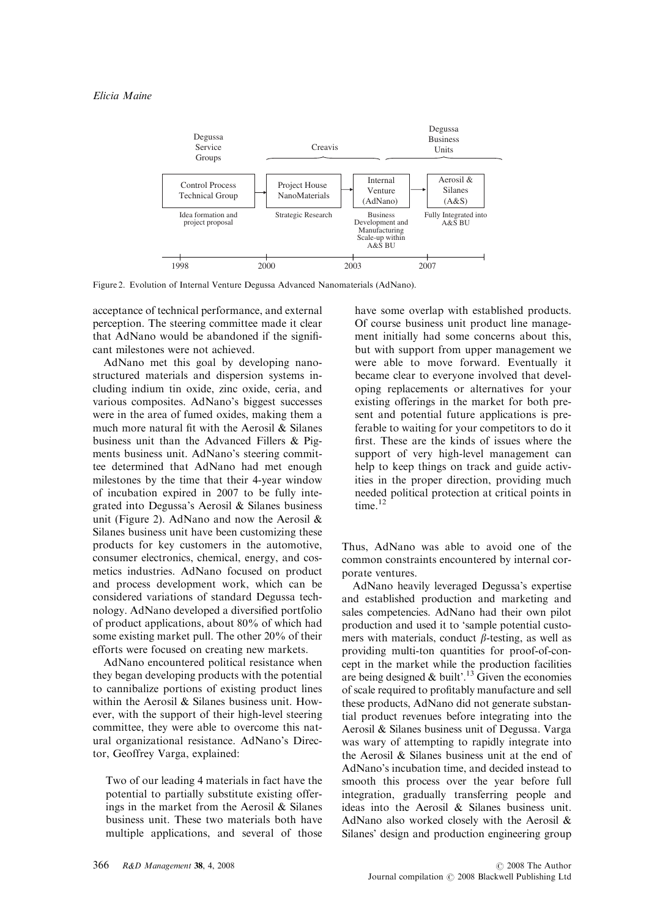Degussa Service Groups

Creavis

Degussa Business Units

Control Process Technical Group

Project House NanoMaterials

Internal Venture (AdNano)

Aerosil & Silanes (A&S)

Idea formation and project proposal

Strategic Research

Business Development and Manufacturing Scale-up within A&S BU

Fully Integrated into A&S BU

1998

2000

2003

2007

Figure 2. Evolution of Internal Venture Degussa Advanced Nanomaterials (AdNano).

acceptance of technical performance, and external perception. The steering committee made it clear that AdNano would be abandoned if the significant milestones were not achieved.

AdNano met this goal by developing nanostructured materials and dispersion systems including indium tin oxide, zinc oxide, ceria, and various composites. AdNano's biggest successes were in the area of fumed oxides, making them a much more natural fit with the Aerosil & Silanes business unit than the Advanced Fillers & Pigments business unit. AdNano's steering committee determined that AdNano had met enough milestones by the time that their 4-year window of incubation expired in 2007 to be fully integrated into Degussa's Aerosil & Silanes business unit (Figure 2). AdNano and now the Aerosil & Silanes business unit have been customizing these products for key customers in the automotive, consumer electronics, chemical, energy, and cosmetics industries. AdNano focused on product and process development work, which can be considered variations of standard Degussa technology. AdNano developed a diversified portfolio of product applications, about 80% of which had some existing market pull. The other 20% of their efforts were focused on creating new markets.

AdNano encountered political resistance when they began developing products with the potential to cannibalize portions of existing product lines within the Aerosil & Silanes business unit. However, with the support of their high-level steering committee, they were able to overcome this natural organizational resistance. AdNano's Director, Geoffrey Varga, explained:

> Two of our leading 4 materials in fact have the potential to partially substitute existing offerings in the market from the Aerosil & Silanes business unit. These two materials both have multiple applications, and several of those have some overlap with established products. Of course business unit product line management initially had some concerns about this, but with support from upper management we were able to move forward. Eventually it became clear to everyone involved that developing replacements or alternatives for your existing offerings in the market for both present and potential future applications is preferable to waiting for your competitors to do it first. These are the kinds of issues where the support of very high-level management can help to keep things on track and guide activities in the proper direction, providing much needed political protection at critical points in time.[12]

Thus, AdNano was able to avoid one of the common constraints encountered by internal corporate ventures.

AdNano heavily leveraged Degussa's expertise and established production and marketing and sales competencies. AdNano had their own pilot production and used it to 'sample potential customers with materials, conduct $\beta$-testing, as well as providing multi-ton quantities for proof-of-concept in the market while the production facilities are being designed & built'.[13] Given the economies of scale required to profitably manufacture and sell these products, AdNano did not generate substantial product revenues before integrating into the Aerosil & Silanes business unit of Degussa. Varga was wary of attempting to rapidly integrate into the Aerosil & Silanes business unit at the end of AdNano's incubation time, and decided instead to smooth this process over the year before full integration, gradually transferring people and ideas into the Aerosil & Silanes business unit. AdNano also worked closely with the Aerosil & Silanes' design and production engineering group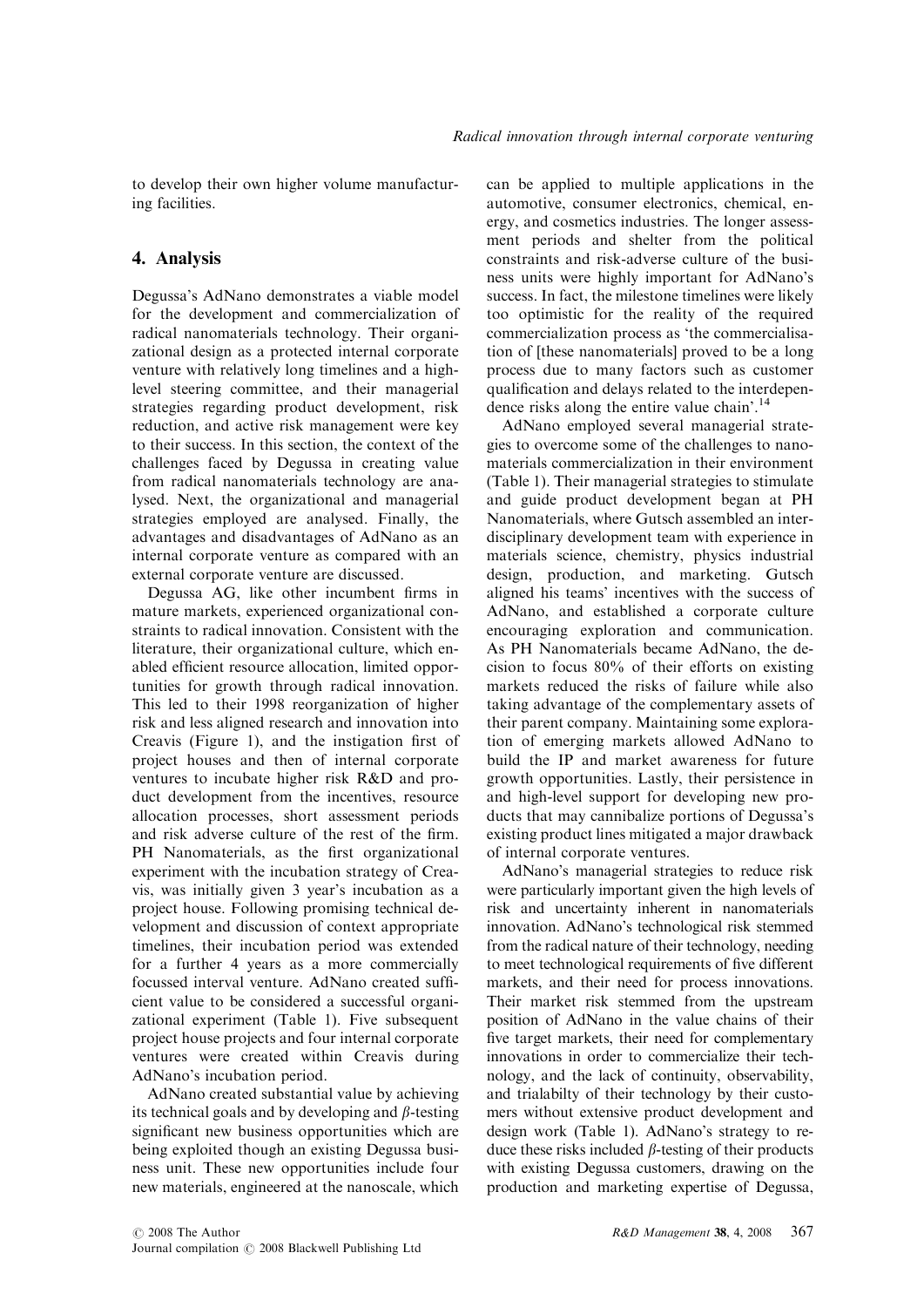to develop their own higher volume manufacturing facilities.

## 4. Analysis

Degussa's AdNano demonstrates a viable model for the development and commercialization of radical nanomaterials technology. Their organizational design as a protected internal corporate venture with relatively long timelines and a high-level steering committee, and their managerial strategies regarding product development, risk reduction, and active risk management were key to their success. In this section, the context of the challenges faced by Degussa in creating value from radical nanomaterials technology are analysed. Next, the organizational and managerial strategies employed are analysed. Finally, the advantages and disadvantages of AdNano as an internal corporate venture as compared with an external corporate venture are discussed.

Degussa AG, like other incumbent firms in mature markets, experienced organizational constraints to radical innovation. Consistent with the literature, their organizational culture, which enabled efficient resource allocation, limited opportunities for growth through radical innovation. This led to their 1998 reorganization of higher risk and less aligned research and innovation into Creavis (Figure 1), and the instigation first of project houses and then of internal corporate ventures to incubate higher risk R&D and product development from the incentives, resource allocation processes, short assessment periods and risk adverse culture of the rest of the firm. PH Nanomaterials, as the first organizational experiment with the incubation strategy of Creavis, was initially given 3 year's incubation as a project house. Following promising technical development and discussion of context appropriate timelines, their incubation period was extended for a further 4 years as a more commercially focussed interval venture. AdNano created sufficient value to be considered a successful organizational experiment (Table 1). Five subsequent project house projects and four internal corporate ventures were created within Creavis during AdNano's incubation period.

AdNano created substantial value by achieving its technical goals and by developing and $\beta$-testing significant new business opportunities which are being exploited though an existing Degussa business unit. These new opportunities include four new materials, engineered at the nanoscale, which can be applied to multiple applications in the automotive, consumer electronics, chemical, energy, and cosmetics industries. The longer assessment periods and shelter from the political constraints and risk-adverse culture of the business units were highly important for AdNano's success. In fact, the milestone timelines were likely too optimistic for the reality of the required commercialization process as 'the commercialisation of [these nanomaterials] proved to be a long process due to many factors such as customer qualification and delays related to the interdependence risks along the entire value chain'.[14]

AdNano employed several managerial strategies to overcome some of the challenges to nanomaterials commercialization in their environment (Table 1). Their managerial strategies to stimulate and guide product development began at PH Nanomaterials, where Gutsch assembled an interdisciplinary development team with experience in materials science, chemistry, physics industrial design, production, and marketing. Gutsch aligned his teams' incentives with the success of AdNano, and established a corporate culture encouraging exploration and communication. As PH Nanomaterials became AdNano, the decision to focus 80% of their efforts on existing markets reduced the risks of failure while also taking advantage of the complementary assets of their parent company. Maintaining some exploration of emerging markets allowed AdNano to build the IP and market awareness for future growth opportunities. Lastly, their persistence in and high-level support for developing new products that may cannibalize portions of Degussa's existing product lines mitigated a major drawback of internal corporate ventures.

AdNano's managerial strategies to reduce risk were particularly important given the high levels of risk and uncertainty inherent in nanomaterials innovation. AdNano's technological risk stemmed from the radical nature of their technology, needing to meet technological requirements of five different markets, and their need for process innovations. Their market risk stemmed from the upstream position of AdNano in the value chains of their five target markets, their need for complementary innovations in order to commercialize their technology, and the lack of continuity, observability, and trialabilty of their technology by their customers without extensive product development and design work (Table 1). AdNano's strategy to reduce these risks included $\beta$-testing of their products with existing Degussa customers, drawing on the production and marketing expertise of Degussa,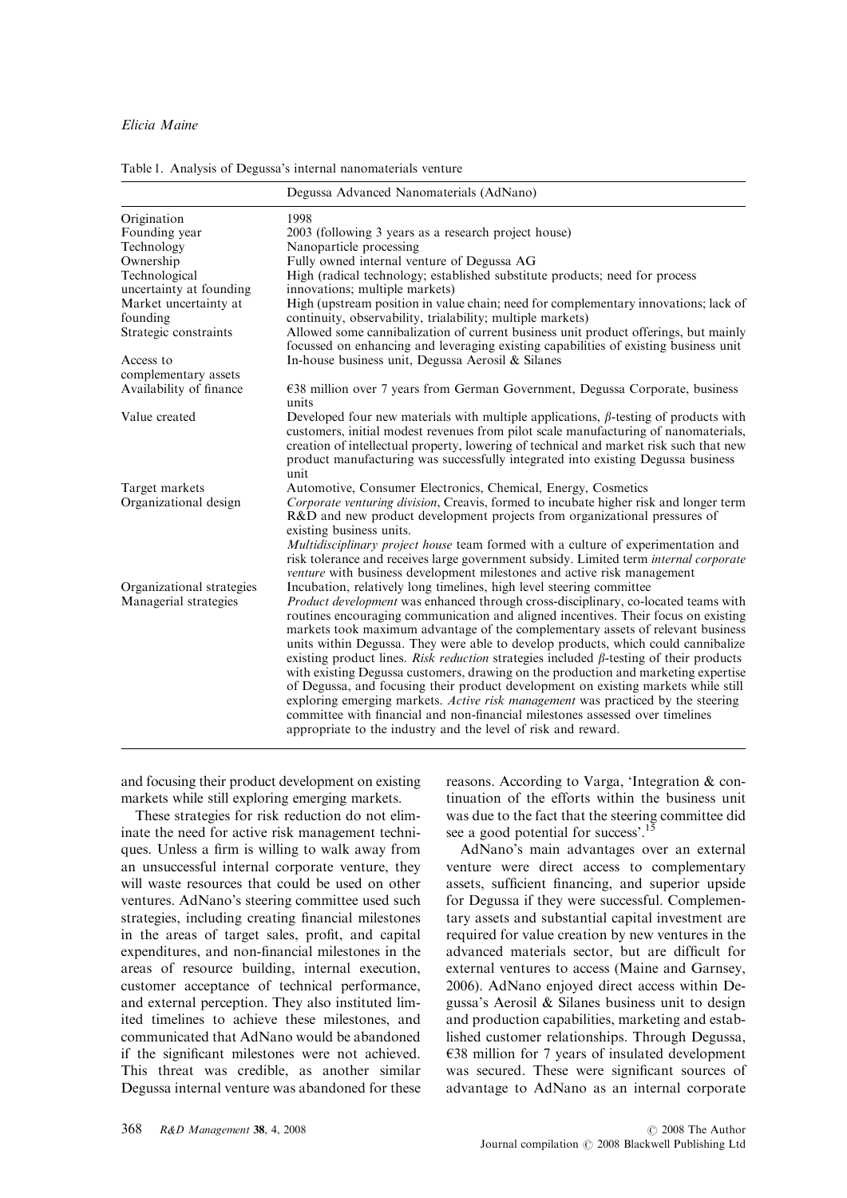Table 1. Analysis of Degussa's internal nanomaterials venture

| | Degussa Advanced Nanomaterials (AdNano) |
|---|---|
| Origination | 1998 |
| Founding year | 2003 (following 3 years as a research project house) |
| Technology | Nanoparticle processing |
| Ownership | Fully owned internal venture of Degussa AG |
| Technological uncertainty at founding | High (radical technology; established substitute products; need for process innovations; multiple markets) |
| Market uncertainty at founding | High (upstream position in value chain; need for complementary innovations; lack of continuity, observability, trialability; multiple markets) |
| Strategic constraints | Allowed some cannibalization of current business unit product offerings, but mainly focussed on enhancing and leveraging existing capabilities of existing business unit |
| Access to complementary assets | In-house business unit, Degussa Aerosil & Silanes |
| Availability of finance | €38 million over 7 years from German Government, Degussa Corporate, business units |
| Value created | Developed four new materials with multiple applications, $\beta$-testing of products with customers, initial modest revenues from pilot scale manufacturing of nanomaterials, creation of intellectual property, lowering of technical and market risk such that new product manufacturing was successfully integrated into existing Degussa business unit |
| Target markets | Automotive, Consumer Electronics, Chemical, Energy, Cosmetics |
| Organizational design | *Corporate venturing division*, Creavis, formed to incubate higher risk and longer term R&D and new product development projects from organizational pressures of existing business units. *Multidisciplinary project house* team formed with a culture of experimentation and risk tolerance and receives large government subsidy. Limited term *internal corporate venture* with business development milestones and active risk management |
| Organizational strategies | Incubation, relatively long timelines, high level steering committee |
| Managerial strategies | *Product development* was enhanced through cross-disciplinary, co-located teams with routines encouraging communication and aligned incentives. Their focus on existing markets took maximum advantage of the complementary assets of relevant business units within Degussa. They were able to develop products, which could cannibalize existing product lines. *Risk reduction* strategies included $\beta$-testing of their products with existing Degussa customers, drawing on the production and marketing expertise of Degussa, and focusing their product development on existing markets while still exploring emerging markets. *Active risk management* was practiced by the steering committee with financial and non-financial milestones assessed over timelines appropriate to the industry and the level of risk and reward. |

and focusing their product development on existing markets while still exploring emerging markets.

These strategies for risk reduction do not eliminate the need for active risk management techniques. Unless a firm is willing to walk away from an unsuccessful internal corporate venture, they will waste resources that could be used on other ventures. AdNano's steering committee used such strategies, including creating financial milestones in the areas of target sales, profit, and capital expenditures, and non-financial milestones in the areas of resource building, internal execution, customer acceptance of technical performance, and external perception. They also instituted limited timelines to achieve these milestones, and communicated that AdNano would be abandoned if the significant milestones were not achieved. This threat was credible, as another similar Degussa internal venture was abandoned for these reasons. According to Varga, 'Integration & continuation of the efforts within the business unit was due to the fact that the steering committee did see a good potential for success'.[15]

AdNano's main advantages over an external venture were direct access to complementary assets, sufficient financing, and superior upside for Degussa if they were successful. Complementary assets and substantial capital investment are required for value creation by new ventures in the advanced materials sector, but are difficult for external ventures to access (Maine and Garnsey, 2006). AdNano enjoyed direct access within Degussa's Aerosil & Silanes business unit to design and production capabilities, marketing and established customer relationships. Through Degussa, €38 million for 7 years of insulated development was secured. These were significant sources of advantage to AdNano as an internal corporate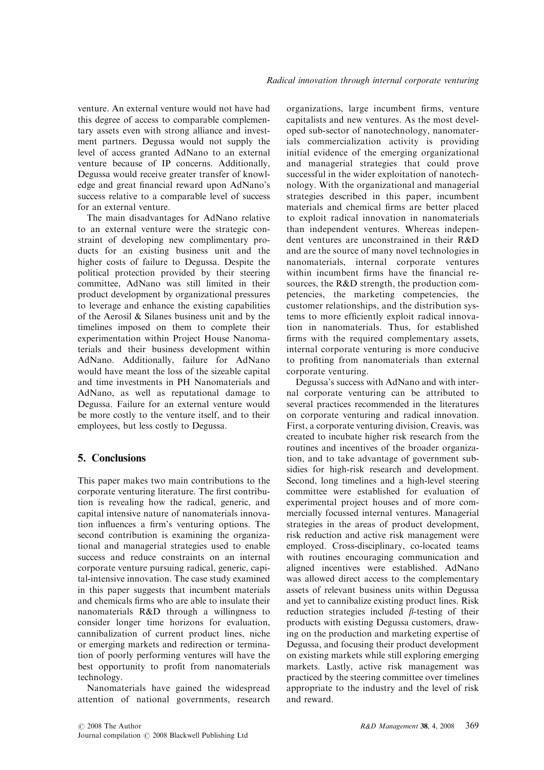venture. An external venture would not have had this degree of access to comparable complementary assets even with strong alliance and investment partners. Degussa would not supply the level of access granted AdNano to an external venture because of IP concerns. Additionally, Degussa would receive greater transfer of knowledge and great financial reward upon AdNano's success relative to a comparable level of success for an external venture.

The main disadvantages for AdNano relative to an external venture were the strategic constraint of developing new complimentary products for an existing business unit and the higher costs of failure to Degussa. Despite the political protection provided by their steering committee, AdNano was still limited in their product development by organizational pressures to leverage and enhance the existing capabilities of the Aerosil & Silanes business unit and by the timelines imposed on them to complete their experimentation within Project House Nanomaterials and their business development within AdNano. Additionally, failure for AdNano would have meant the loss of the sizeable capital and time investments in PH Nanomaterials and AdNano, as well as reputational damage to Degussa. Failure for an external venture would be more costly to the venture itself, and to their employees, but less costly to Degussa.

## 5. Conclusions

This paper makes two main contributions to the corporate venturing literature. The first contribution is revealing how the radical, generic, and capital intensive nature of nanomaterials innovation influences a firm's venturing options. The second contribution is examining the organizational and managerial strategies used to enable success and reduce constraints on an internal corporate venture pursuing radical, generic, capital-intensive innovation. The case study examined in this paper suggests that incumbent materials and chemicals firms who are able to insulate their nanomaterials R&D through a willingness to consider longer time horizons for evaluation, cannibalization of current product lines, niche or emerging markets and redirection or termination of poorly performing ventures will have the best opportunity to profit from nanomaterials technology.

Nanomaterials have gained the widespread attention of national governments, research organizations, large incumbent firms, venture capitalists and new ventures. As the most developed sub-sector of nanotechnology, nanomaterials commercialization activity is providing initial evidence of the emerging organizational and managerial strategies that could prove successful in the wider exploitation of nanotechnology. With the organizational and managerial strategies described in this paper, incumbent materials and chemical firms are better placed to exploit radical innovation in nanomaterials than independent ventures. Whereas independent ventures are unconstrained in their R&D and are the source of many novel technologies in nanomaterials, internal corporate ventures within incumbent firms have the financial resources, the R&D strength, the production competencies, the marketing competencies, the customer relationships, and the distribution systems to more efficiently exploit radical innovation in nanomaterials. Thus, for established firms with the required complementary assets, internal corporate venturing is more conducive to profiting from nanomaterials than external corporate venturing.

Degussa's success with AdNano and with internal corporate venturing can be attributed to several practices recommended in the literatures on corporate venturing and radical innovation. First, a corporate venturing division, Creavis, was created to incubate higher risk research from the routines and incentives of the broader organization, and to take advantage of government subsidies for high-risk research and development. Second, long timelines and a high-level steering committee were established for evaluation of experimental project houses and of more commercially focussed internal ventures. Managerial strategies in the areas of product development, risk reduction and active risk management were employed. Cross-disciplinary, co-located teams with routines encouraging communication and aligned incentives were established. AdNano was allowed direct access to the complementary assets of relevant business units within Degussa and yet to cannibalize existing product lines. Risk reduction strategies included $\beta$-testing of their products with existing Degussa customers, drawing on the production and marketing expertise of Degussa, and focusing their product development on existing markets while still exploring emerging markets. Lastly, active risk management was practiced by the steering committee over timelines appropriate to the industry and the level of risk and reward.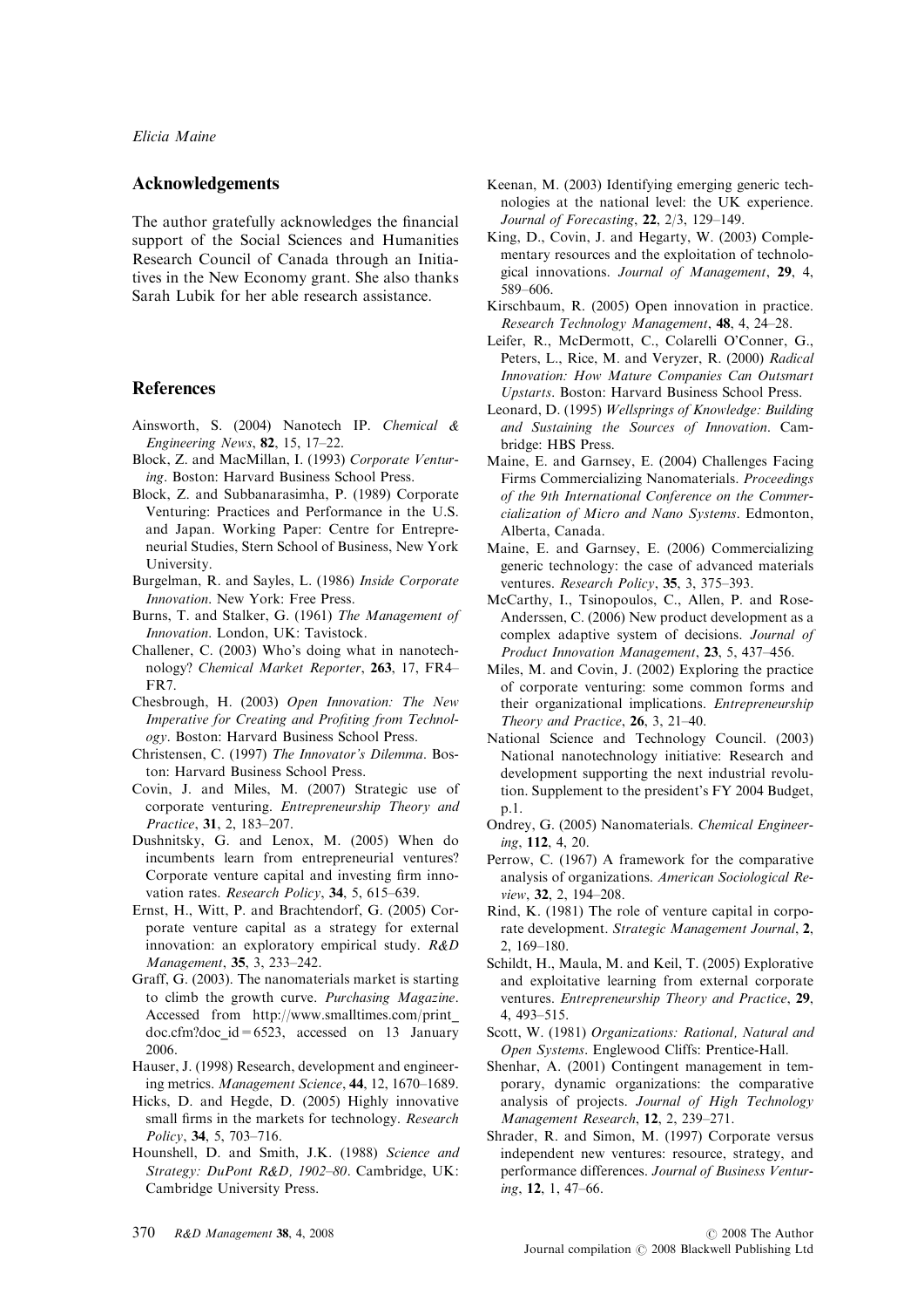## Acknowledgements

The author gratefully acknowledges the financial support of the Social Sciences and Humanities Research Council of Canada through an Initiatives in the New Economy grant. She also thanks Sarah Lubik for her able research assistance.

## References

Ainsworth, S. (2004) Nanotech IP. *Chemical & Engineering News*, **82**, 15, 17–22.

Block, Z. and MacMillan, I. (1993) *Corporate Venturing*. Boston: Harvard Business School Press.

Block, Z. and Subbanarasimha, P. (1989) Corporate Venturing: Practices and Performance in the U.S. and Japan. Working Paper: Centre for Entrepreneurial Studies, Stern School of Business, New York University.

Burgelman, R. and Sayles, L. (1986) *Inside Corporate Innovation*. New York: Free Press.

Burns, T. and Stalker, G. (1961) *The Management of Innovation*. London, UK: Tavistock.

Challener, C. (2003) Who's doing what in nanotechnology? *Chemical Market Reporter*, **263**, 17, FR4–FR7.

Chesbrough, H. (2003) *Open Innovation: The New Imperative for Creating and Profiting from Technology*. Boston: Harvard Business School Press.

Christensen, C. (1997) *The Innovator's Dilemma*. Boston: Harvard Business School Press.

Covin, J. and Miles, M. (2007) Strategic use of corporate venturing. *Entrepreneurship Theory and Practice*, **31**, 2, 183–207.

Dushnitsky, G. and Lenox, M. (2005) When do incumbents learn from entrepreneurial ventures? Corporate venture capital and investing firm innovation rates. *Research Policy*, **34**, 5, 615–639.

Ernst, H., Witt, P. and Brachtendorf, G. (2005) Corporate venture capital as a strategy for external innovation: an exploratory empirical study. *R&D Management*, **35**, 3, 233–242.

Graff, G. (2003). The nanomaterials market is starting to climb the growth curve. *Purchasing Magazine*. Accessed from http://www.smalltimes.com/print_doc.cfm?doc_id=6523, accessed on 13 January 2006.

Hauser, J. (1998) Research, development and engineering metrics. *Management Science*, **44**, 12, 1670–1689.

Hicks, D. and Hegde, D. (2005) Highly innovative small firms in the markets for technology. *Research Policy*, **34**, 5, 703–716.

Hounshell, D. and Smith, J.K. (1988) *Science and Strategy: DuPont R&D, 1902–80*. Cambridge, UK: Cambridge University Press.

Keenan, M. (2003) Identifying emerging generic technologies at the national level: the UK experience. *Journal of Forecasting*, **22**, 2/3, 129–149.

King, D., Covin, J. and Hegarty, W. (2003) Complementary resources and the exploitation of technological innovations. *Journal of Management*, **29**, 4, 589–606.

Kirschbaum, R. (2005) Open innovation in practice. *Research Technology Management*, **48**, 4, 24–28.

Leifer, R., McDermott, C., Colarelli O'Conner, G., Peters, L., Rice, M. and Veryzer, R. (2000) *Radical Innovation: How Mature Companies Can Outsmart Upstarts*. Boston: Harvard Business School Press.

Leonard, D. (1995) *Wellsprings of Knowledge: Building and Sustaining the Sources of Innovation*. Cambridge: HBS Press.

Maine, E. and Garnsey, E. (2004) Challenges Facing Firms Commercializing Nanomaterials. *Proceedings of the 9th International Conference on the Commercialization of Micro and Nano Systems*. Edmonton, Alberta, Canada.

Maine, E. and Garnsey, E. (2006) Commercializing generic technology: the case of advanced materials ventures. *Research Policy*, **35**, 3, 375–393.

McCarthy, I., Tsinopoulos, C., Allen, P. and Rose-Anderssen, C. (2006) New product development as a complex adaptive system of decisions. *Journal of Product Innovation Management*, **23**, 5, 437–456.

Miles, M. and Covin, J. (2002) Exploring the practice of corporate venturing: some common forms and their organizational implications. *Entrepreneurship Theory and Practice*, **26**, 3, 21–40.

National Science and Technology Council. (2003) National nanotechnology initiative: Research and development supporting the next industrial revolution. Supplement to the president's FY 2004 Budget, p.1.

Ondrey, G. (2005) Nanomaterials. *Chemical Engineering*, **112**, 4, 20.

Perrow, C. (1967) A framework for the comparative analysis of organizations. *American Sociological Review*, **32**, 2, 194–208.

Rind, K. (1981) The role of venture capital in corporate development. *Strategic Management Journal*, **2**, 2, 169–180.

Schildt, H., Maula, M. and Keil, T. (2005) Explorative and exploitative learning from external corporate ventures. *Entrepreneurship Theory and Practice*, **29**, 4, 493–515.

Scott, W. (1981) *Organizations: Rational, Natural and Open Systems*. Englewood Cliffs: Prentice-Hall.

Shenhar, A. (2001) Contingent management in temporary, dynamic organizations: the comparative analysis of projects. *Journal of High Technology Management Research*, **12**, 2, 239–271.

Shrader, R. and Simon, M. (1997) Corporate versus independent new ventures: resource, strategy, and performance differences. *Journal of Business Venturing*, **12**, 1, 47–66.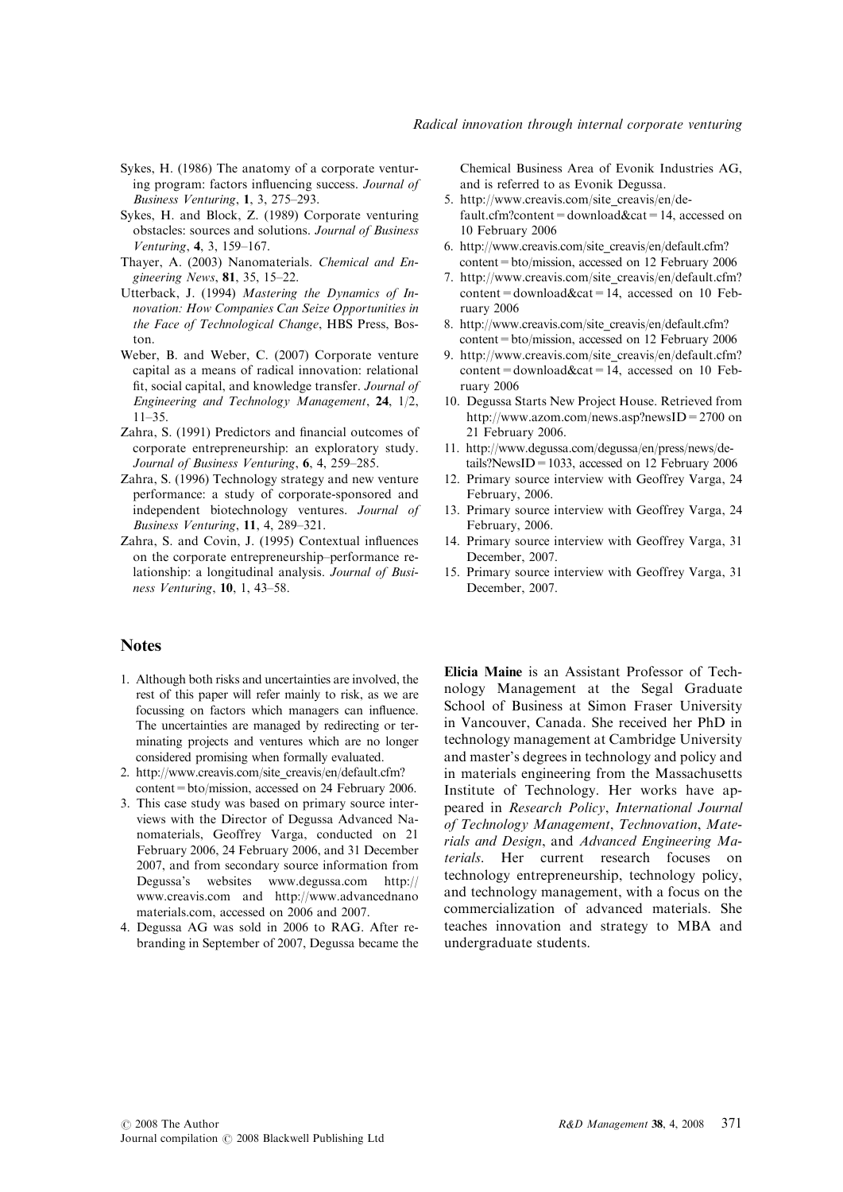Sykes, H. (1986) The anatomy of a corporate venturing program: factors influencing success. *Journal of Business Venturing*, **1**, 3, 275–293.

Sykes, H. and Block, Z. (1989) Corporate venturing obstacles: sources and solutions. *Journal of Business Venturing*, **4**, 3, 159–167.

Thayer, A. (2003) Nanomaterials. *Chemical and Engineering News*, **81**, 35, 15–22.

Utterback, J. (1994) *Mastering the Dynamics of Innovation: How Companies Can Seize Opportunities in the Face of Technological Change*, HBS Press, Boston.

Weber, B. and Weber, C. (2007) Corporate venture capital as a means of radical innovation: relational fit, social capital, and knowledge transfer. *Journal of Engineering and Technology Management*, **24**, 1/2, 11–35.

Zahra, S. (1991) Predictors and financial outcomes of corporate entrepreneurship: an exploratory study. *Journal of Business Venturing*, **6**, 4, 259–285.

Zahra, S. (1996) Technology strategy and new venture performance: a study of corporate-sponsored and independent biotechnology ventures. *Journal of Business Venturing*, **11**, 4, 289–321.

Zahra, S. and Covin, J. (1995) Contextual influences on the corporate entrepreneurship–performance relationship: a longitudinal analysis. *Journal of Business Venturing*, **10**, 1, 43–58.

## Notes

1. Although both risks and uncertainties are involved, the rest of this paper will refer mainly to risk, as we are focussing on factors which managers can influence. The uncertainties are managed by redirecting or terminating projects and ventures which are no longer considered promising when formally evaluated.
2. http://www.creavis.com/site_creavis/en/default.cfm?content=bto/mission, accessed on 24 February 2006.
3. This case study was based on primary source interviews with the Director of Degussa Advanced Nanomaterials, Geoffrey Varga, conducted on 21 February 2006, 24 February 2006, and 31 December 2007, and from secondary source information from Degussa's websites www.degussa.com http://www.creavis.com and http://www.advancednanomaterials.com, accessed on 2006 and 2007.
4. Degussa AG was sold in 2006 to RAG. After rebranding in September of 2007, Degussa became the Chemical Business Area of Evonik Industries AG, and is referred to as Evonik Degussa.
5. http://www.creavis.com/site_creavis/en/default.cfm?content=download&cat=14, accessed on 10 February 2006
6. http://www.creavis.com/site_creavis/en/default.cfm?content=bto/mission, accessed on 12 February 2006
7. http://www.creavis.com/site_creavis/en/default.cfm?content=download&cat=14, accessed on 10 February 2006
8. http://www.creavis.com/site_creavis/en/default.cfm?content=bto/mission, accessed on 12 February 2006
9. http://www.creavis.com/site_creavis/en/default.cfm?content=download&cat=14, accessed on 10 February 2006
10. Degussa Starts New Project House. Retrieved from http://www.azom.com/news.asp?newsID=2700 on 21 February 2006.
11. http://www.degussa.com/degussa/en/press/news/details?NewsID=1033, accessed on 12 February 2006
12. Primary source interview with Geoffrey Varga, 24 February, 2006.
13. Primary source interview with Geoffrey Varga, 24 February, 2006.
14. Primary source interview with Geoffrey Varga, 31 December, 2007.
15. Primary source interview with Geoffrey Varga, 31 December, 2007.

**Elicia Maine** is an Assistant Professor of Technology Management at the Segal Graduate School of Business at Simon Fraser University in Vancouver, Canada. She received her PhD in technology management at Cambridge University and master's degrees in technology and policy and in materials engineering from the Massachusetts Institute of Technology. Her works have appeared in *Research Policy*, *International Journal of Technology Management*, *Technovation*, *Materials and Design*, and *Advanced Engineering Materials*. Her current research focuses on technology entrepreneurship, technology policy, and technology management, with a focus on the commercialization of advanced materials. She teaches innovation and strategy to MBA and undergraduate students.